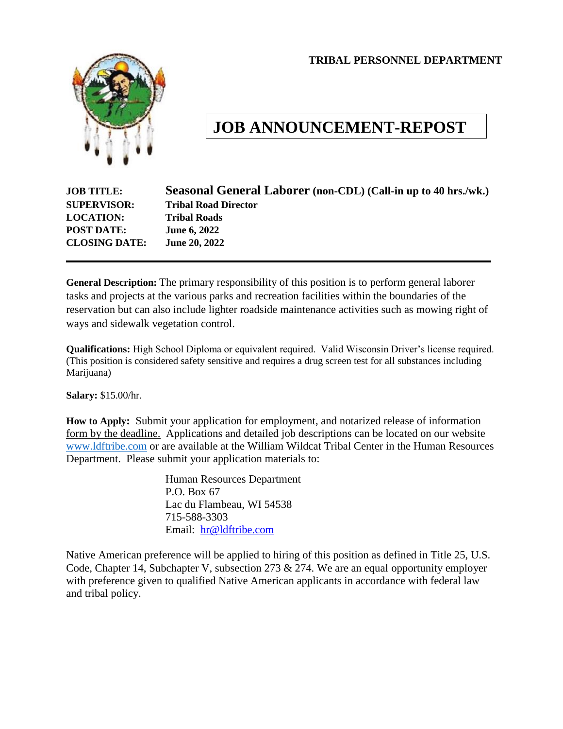**TRIBAL PERSONNEL DEPARTMENT**

# JOB ANNOUNCEMENT-REPOST

**JOB TITLE:** **Seasonal General Laborer (non-CDL) (Call-in up to 40 hrs./wk.)**
**SUPERVISOR:** **Tribal Road Director**
**LOCATION:** **Tribal Roads**
**POST DATE:** **June 6, 2022**
**CLOSING DATE:** **June 20, 2022**

---

**General Description:** The primary responsibility of this position is to perform general laborer tasks and projects at the various parks and recreation facilities within the boundaries of the reservation but can also include lighter roadside maintenance activities such as mowing right of ways and sidewalk vegetation control.

**Qualifications:** High School Diploma or equivalent required. Valid Wisconsin Driver's license required. (This position is considered safety sensitive and requires a drug screen test for all substances including Marijuana)

**Salary:** $15.00/hr.

**How to Apply:** Submit your application for employment, and notarized release of information form by the deadline. Applications and detailed job descriptions can be located on our website www.ldftribe.com or are available at the William Wildcat Tribal Center in the Human Resources Department. Please submit your application materials to:

Human Resources Department
P.O. Box 67
Lac du Flambeau, WI 54538
715-588-3303
Email: hr@ldftribe.com

Native American preference will be applied to hiring of this position as defined in Title 25, U.S. Code, Chapter 14, Subchapter V, subsection 273 & 274. We are an equal opportunity employer with preference given to qualified Native American applicants in accordance with federal law and tribal policy.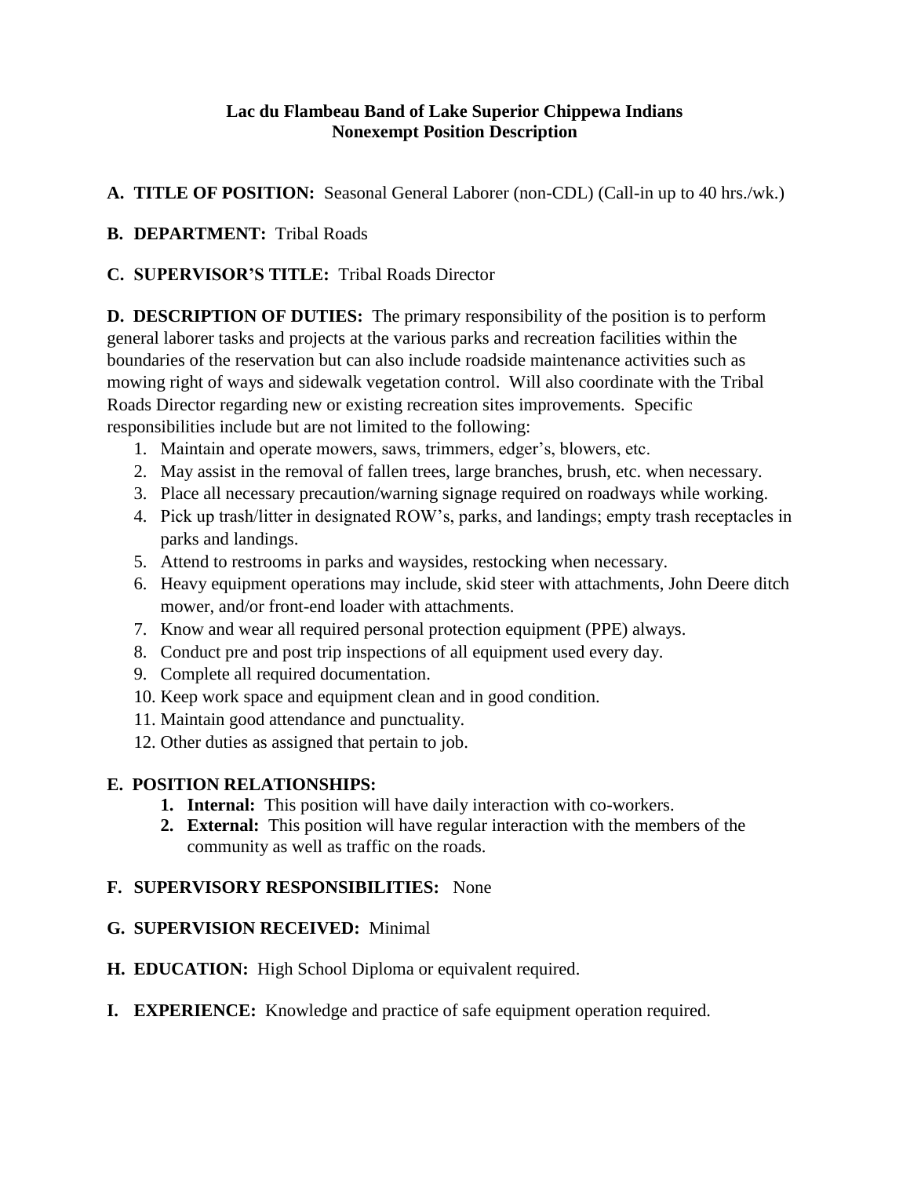**Lac du Flambeau Band of Lake Superior Chippewa Indians**
**Nonexempt Position Description**

**A. TITLE OF POSITION:** Seasonal General Laborer (non-CDL) (Call-in up to 40 hrs./wk.)

**B. DEPARTMENT:** Tribal Roads

**C. SUPERVISOR'S TITLE:** Tribal Roads Director

**D. DESCRIPTION OF DUTIES:** The primary responsibility of the position is to perform general laborer tasks and projects at the various parks and recreation facilities within the boundaries of the reservation but can also include roadside maintenance activities such as mowing right of ways and sidewalk vegetation control. Will also coordinate with the Tribal Roads Director regarding new or existing recreation sites improvements. Specific responsibilities include but are not limited to the following:

1. Maintain and operate mowers, saws, trimmers, edger's, blowers, etc.
2. May assist in the removal of fallen trees, large branches, brush, etc. when necessary.
3. Place all necessary precaution/warning signage required on roadways while working.
4. Pick up trash/litter in designated ROW's, parks, and landings; empty trash receptacles in parks and landings.
5. Attend to restrooms in parks and waysides, restocking when necessary.
6. Heavy equipment operations may include, skid steer with attachments, John Deere ditch mower, and/or front-end loader with attachments.
7. Know and wear all required personal protection equipment (PPE) always.
8. Conduct pre and post trip inspections of all equipment used every day.
9. Complete all required documentation.
10. Keep work space and equipment clean and in good condition.
11. Maintain good attendance and punctuality.
12. Other duties as assigned that pertain to job.

**E. POSITION RELATIONSHIPS:**

1. **Internal:** This position will have daily interaction with co-workers.
2. **External:** This position will have regular interaction with the members of the community as well as traffic on the roads.

**F. SUPERVISORY RESPONSIBILITIES:** None

**G. SUPERVISION RECEIVED:** Minimal

**H. EDUCATION:** High School Diploma or equivalent required.

**I. EXPERIENCE:** Knowledge and practice of safe equipment operation required.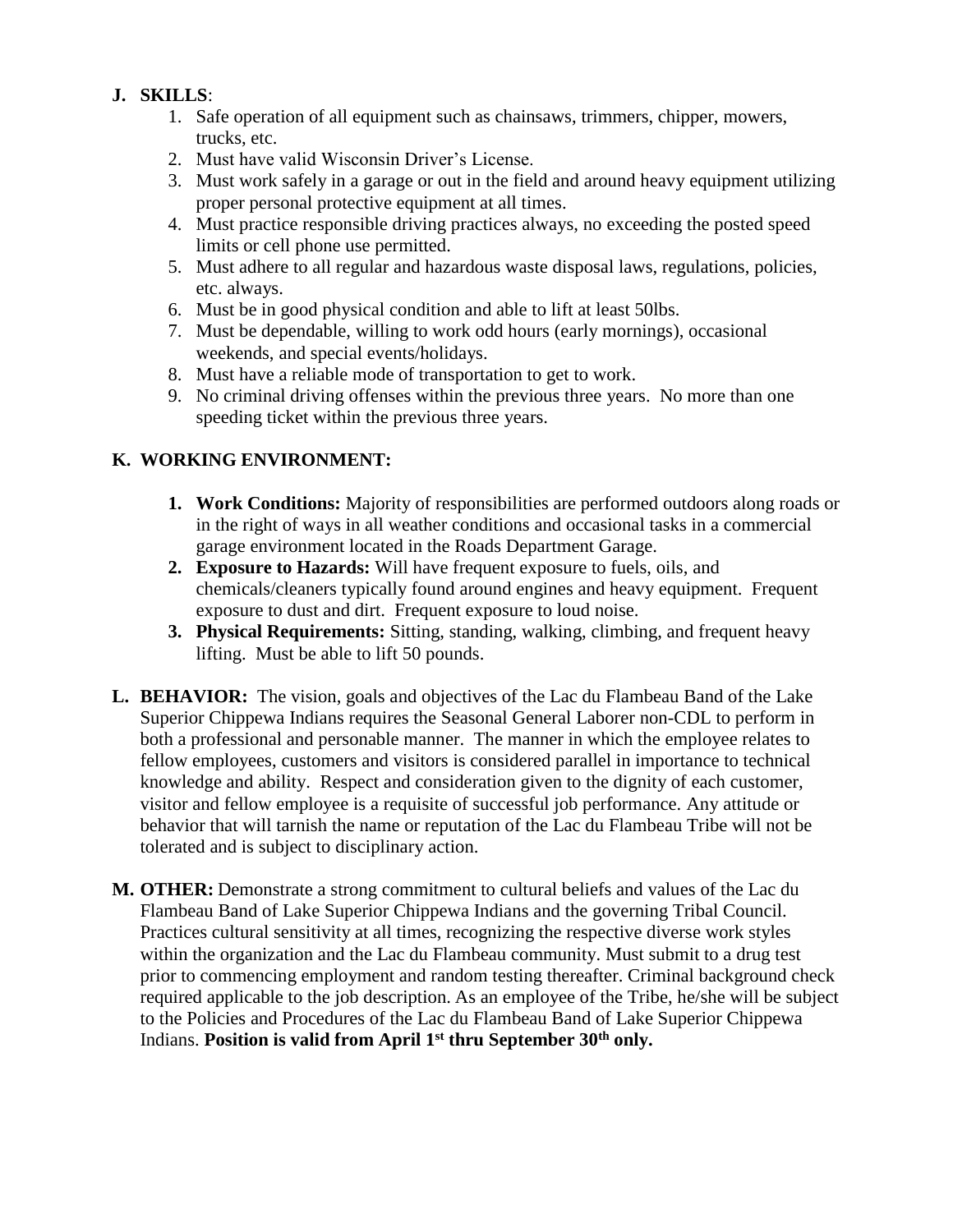**J. SKILLS**:

1. Safe operation of all equipment such as chainsaws, trimmers, chipper, mowers, trucks, etc.
2. Must have valid Wisconsin Driver's License.
3. Must work safely in a garage or out in the field and around heavy equipment utilizing proper personal protective equipment at all times.
4. Must practice responsible driving practices always, no exceeding the posted speed limits or cell phone use permitted.
5. Must adhere to all regular and hazardous waste disposal laws, regulations, policies, etc. always.
6. Must be in good physical condition and able to lift at least 50lbs.
7. Must be dependable, willing to work odd hours (early mornings), occasional weekends, and special events/holidays.
8. Must have a reliable mode of transportation to get to work.
9. No criminal driving offenses within the previous three years. No more than one speeding ticket within the previous three years.

**K. WORKING ENVIRONMENT:**

1. **Work Conditions:** Majority of responsibilities are performed outdoors along roads or in the right of ways in all weather conditions and occasional tasks in a commercial garage environment located in the Roads Department Garage.
2. **Exposure to Hazards:** Will have frequent exposure to fuels, oils, and chemicals/cleaners typically found around engines and heavy equipment. Frequent exposure to dust and dirt. Frequent exposure to loud noise.
3. **Physical Requirements:** Sitting, standing, walking, climbing, and frequent heavy lifting. Must be able to lift 50 pounds.

**L. BEHAVIOR:** The vision, goals and objectives of the Lac du Flambeau Band of the Lake Superior Chippewa Indians requires the Seasonal General Laborer non-CDL to perform in both a professional and personable manner. The manner in which the employee relates to fellow employees, customers and visitors is considered parallel in importance to technical knowledge and ability. Respect and consideration given to the dignity of each customer, visitor and fellow employee is a requisite of successful job performance. Any attitude or behavior that will tarnish the name or reputation of the Lac du Flambeau Tribe will not be tolerated and is subject to disciplinary action.

**M. OTHER:** Demonstrate a strong commitment to cultural beliefs and values of the Lac du Flambeau Band of Lake Superior Chippewa Indians and the governing Tribal Council. Practices cultural sensitivity at all times, recognizing the respective diverse work styles within the organization and the Lac du Flambeau community. Must submit to a drug test prior to commencing employment and random testing thereafter. Criminal background check required applicable to the job description. As an employee of the Tribe, he/she will be subject to the Policies and Procedures of the Lac du Flambeau Band of Lake Superior Chippewa Indians. **Position is valid from April 1st thru September 30th only.**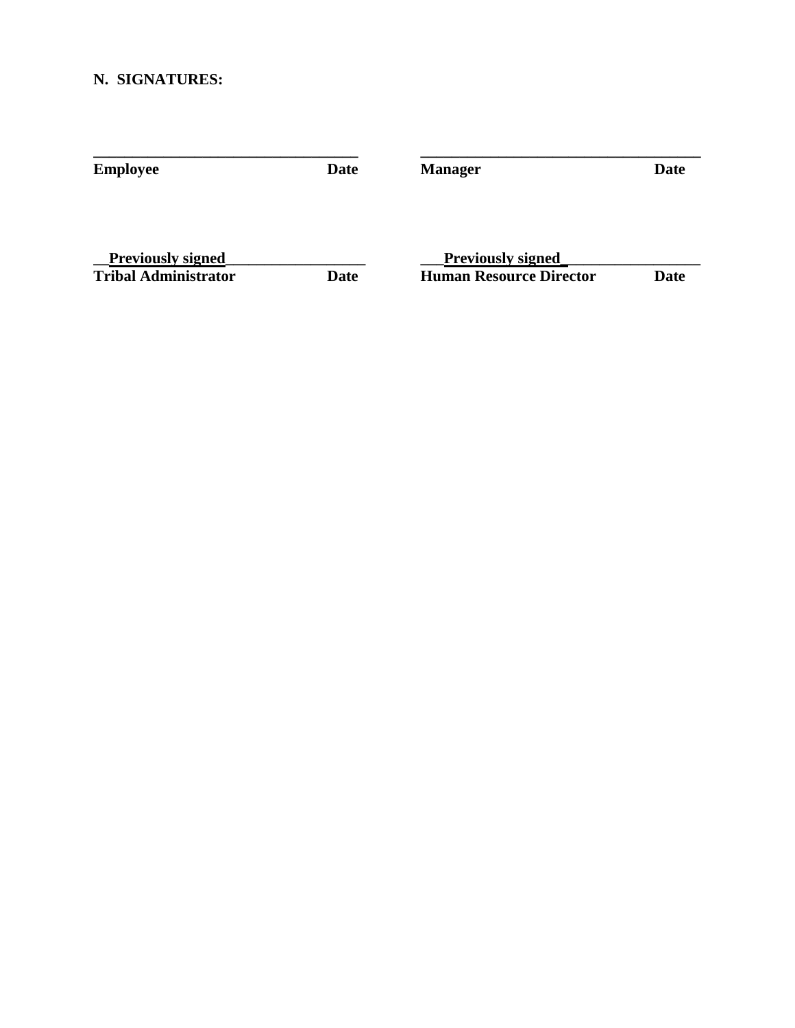**N. SIGNATURES:**

| | | | |
|---|---|---|---|
| ______________________________ | | ______________________________ | |
| **Employee** | **Date** | **Manager** | **Date** |
| __**Previously signed**__________________ | | ___**Previously signed**_________________ | |
| **Tribal Administrator** | **Date** | **Human Resource Director** | **Date** |